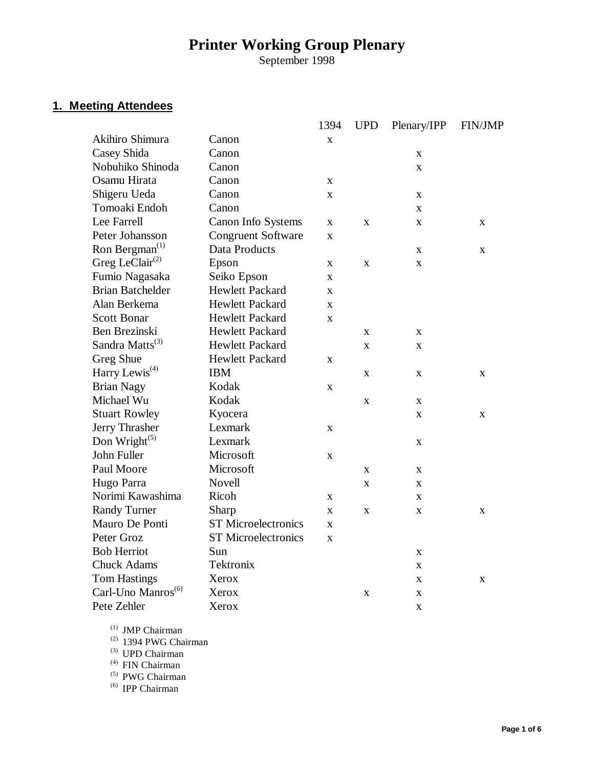# Printer Working Group Plenary

September 1998

## 1. Meeting Attendees

| Name | Company | 1394 | UPD | Plenary/IPP | FIN/JMP |
|---|---|---|---|---|---|
| Akihiro Shimura | Canon | x | | | |
| Casey Shida | Canon | | | x | |
| Nobuhiko Shinoda | Canon | | | x | |
| Osamu Hirata | Canon | x | | | |
| Shigeru Ueda | Canon | x | | x | |
| Tomoaki Endoh | Canon | | | x | |
| Lee Farrell | Canon Info Systems | x | x | x | x |
| Peter Johansson | Congruent Software | x | | | |
| Ron Bergman[(1)] | Data Products | | | x | x |
| Greg LeClair[(2)] | Epson | x | x | x | |
| Fumio Nagasaka | Seiko Epson | x | | | |
| Brian Batchelder | Hewlett Packard | x | | | |
| Alan Berkema | Hewlett Packard | x | | | |
| Scott Bonar | Hewlett Packard | x | | | |
| Ben Brezinski | Hewlett Packard | | x | x | |
| Sandra Matts[(3)] | Hewlett Packard | | x | x | |
| Greg Shue | Hewlett Packard | x | | | |
| Harry Lewis[(4)] | IBM | | x | x | x |
| Brian Nagy | Kodak | x | | | |
| Michael Wu | Kodak | | x | x | |
| Stuart Rowley | Kyocera | | | x | x |
| Jerry Thrasher | Lexmark | x | | | |
| Don Wright[(5)] | Lexmark | | | x | |
| John Fuller | Microsoft | x | | | |
| Paul Moore | Microsoft | | x | x | |
| Hugo Parra | Novell | | x | x | |
| Norimi Kawashima | Ricoh | x | | x | |
| Randy Turner | Sharp | x | x | x | x |
| Mauro De Ponti | ST Microelectronics | x | | | |
| Peter Groz | ST Microelectronics | x | | | |
| Bob Herriot | Sun | | | x | |
| Chuck Adams | Tektronix | | | x | |
| Tom Hastings | Xerox | | | x | x |
| Carl-Uno Manros[(6)] | Xerox | | x | x | |
| Pete Zehler | Xerox | | | x | |

(1) JMP Chairman
(2) 1394 PWG Chairman
(3) UPD Chairman
(4) FIN Chairman
(5) PWG Chairman
(6) IPP Chairman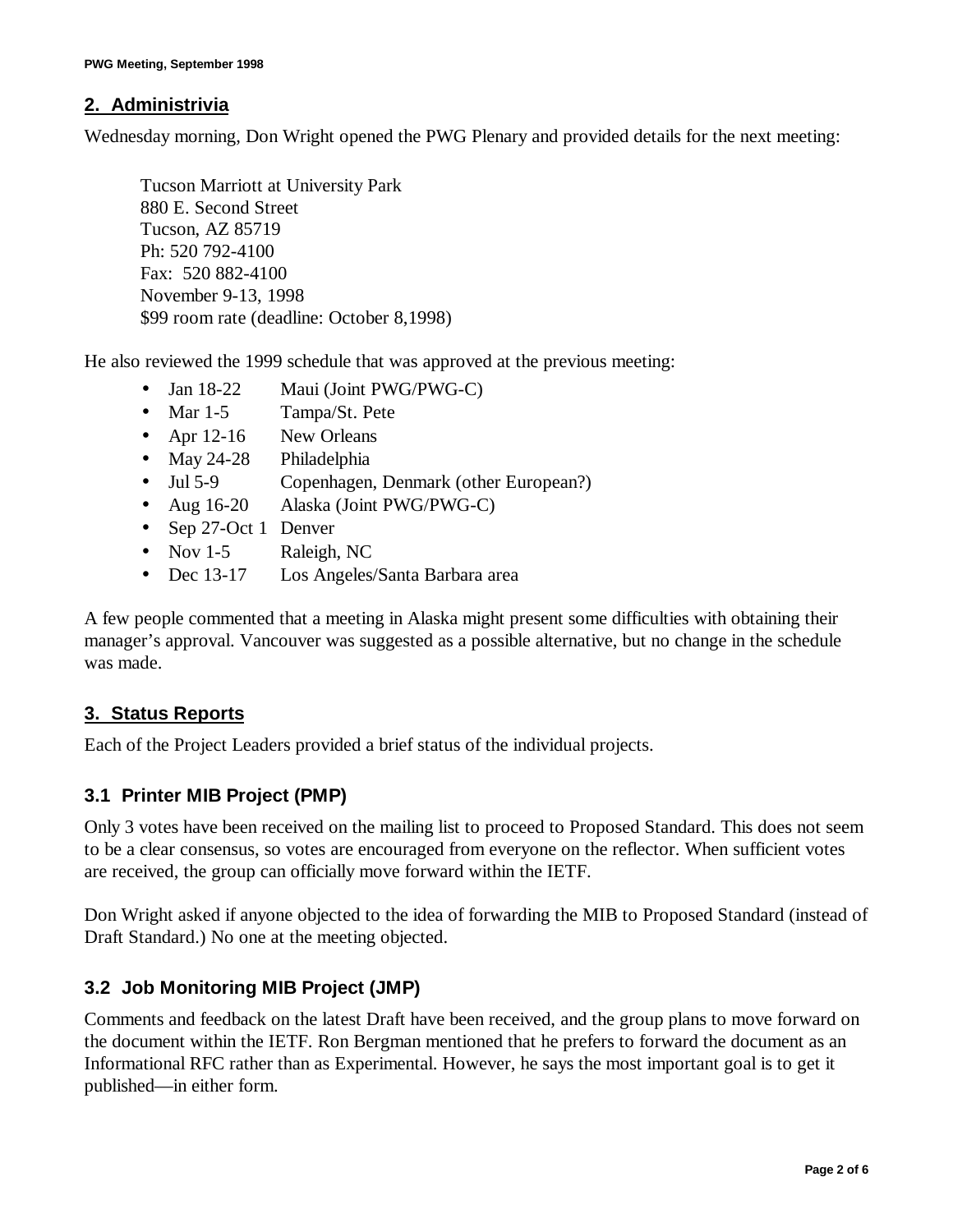## 2. Administrivia

Wednesday morning, Don Wright opened the PWG Plenary and provided details for the next meeting:

> Tucson Marriott at University Park
> 880 E. Second Street
> Tucson, AZ 85719
> Ph: 520 792-4100
> Fax: 520 882-4100
> November 9-13, 1998
> $99 room rate (deadline: October 8,1998)

He also reviewed the 1999 schedule that was approved at the previous meeting:

- Jan 18-22 Maui (Joint PWG/PWG-C)
- Mar 1-5 Tampa/St. Pete
- Apr 12-16 New Orleans
- May 24-28 Philadelphia
- Jul 5-9 Copenhagen, Denmark (other European?)
- Aug 16-20 Alaska (Joint PWG/PWG-C)
- Sep 27-Oct 1 Denver
- Nov 1-5 Raleigh, NC
- Dec 13-17 Los Angeles/Santa Barbara area

A few people commented that a meeting in Alaska might present some difficulties with obtaining their manager's approval. Vancouver was suggested as a possible alternative, but no change in the schedule was made.

## 3. Status Reports

Each of the Project Leaders provided a brief status of the individual projects.

### 3.1 Printer MIB Project (PMP)

Only 3 votes have been received on the mailing list to proceed to Proposed Standard. This does not seem to be a clear consensus, so votes are encouraged from everyone on the reflector. When sufficient votes are received, the group can officially move forward within the IETF.

Don Wright asked if anyone objected to the idea of forwarding the MIB to Proposed Standard (instead of Draft Standard.) No one at the meeting objected.

### 3.2 Job Monitoring MIB Project (JMP)

Comments and feedback on the latest Draft have been received, and the group plans to move forward on the document within the IETF. Ron Bergman mentioned that he prefers to forward the document as an Informational RFC rather than as Experimental. However, he says the most important goal is to get it published—in either form.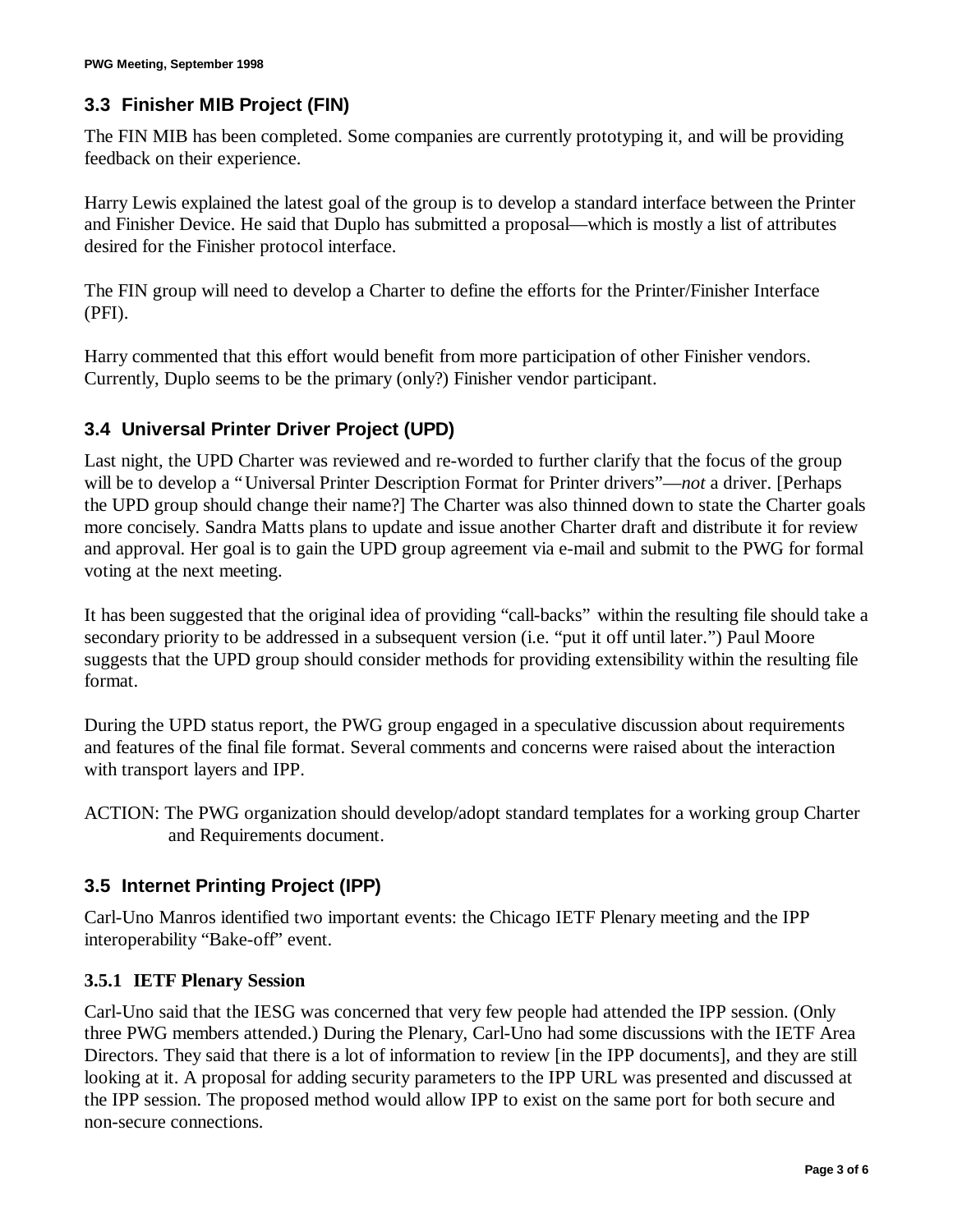### 3.3 Finisher MIB Project (FIN)

The FIN MIB has been completed. Some companies are currently prototyping it, and will be providing feedback on their experience.

Harry Lewis explained the latest goal of the group is to develop a standard interface between the Printer and Finisher Device. He said that Duplo has submitted a proposal—which is mostly a list of attributes desired for the Finisher protocol interface.

The FIN group will need to develop a Charter to define the efforts for the Printer/Finisher Interface (PFI).

Harry commented that this effort would benefit from more participation of other Finisher vendors. Currently, Duplo seems to be the primary (only?) Finisher vendor participant.

### 3.4 Universal Printer Driver Project (UPD)

Last night, the UPD Charter was reviewed and re-worded to further clarify that the focus of the group will be to develop a "Universal Printer Description Format for Printer drivers"—*not* a driver. [Perhaps the UPD group should change their name?] The Charter was also thinned down to state the Charter goals more concisely. Sandra Matts plans to update and issue another Charter draft and distribute it for review and approval. Her goal is to gain the UPD group agreement via e-mail and submit to the PWG for formal voting at the next meeting.

It has been suggested that the original idea of providing "call-backs" within the resulting file should take a secondary priority to be addressed in a subsequent version (i.e. "put it off until later.") Paul Moore suggests that the UPD group should consider methods for providing extensibility within the resulting file format.

During the UPD status report, the PWG group engaged in a speculative discussion about requirements and features of the final file format. Several comments and concerns were raised about the interaction with transport layers and IPP.

ACTION: The PWG organization should develop/adopt standard templates for a working group Charter and Requirements document.

### 3.5 Internet Printing Project (IPP)

Carl-Uno Manros identified two important events: the Chicago IETF Plenary meeting and the IPP interoperability "Bake-off" event.

#### 3.5.1 IETF Plenary Session

Carl-Uno said that the IESG was concerned that very few people had attended the IPP session. (Only three PWG members attended.) During the Plenary, Carl-Uno had some discussions with the IETF Area Directors. They said that there is a lot of information to review [in the IPP documents], and they are still looking at it. A proposal for adding security parameters to the IPP URL was presented and discussed at the IPP session. The proposed method would allow IPP to exist on the same port for both secure and non-secure connections.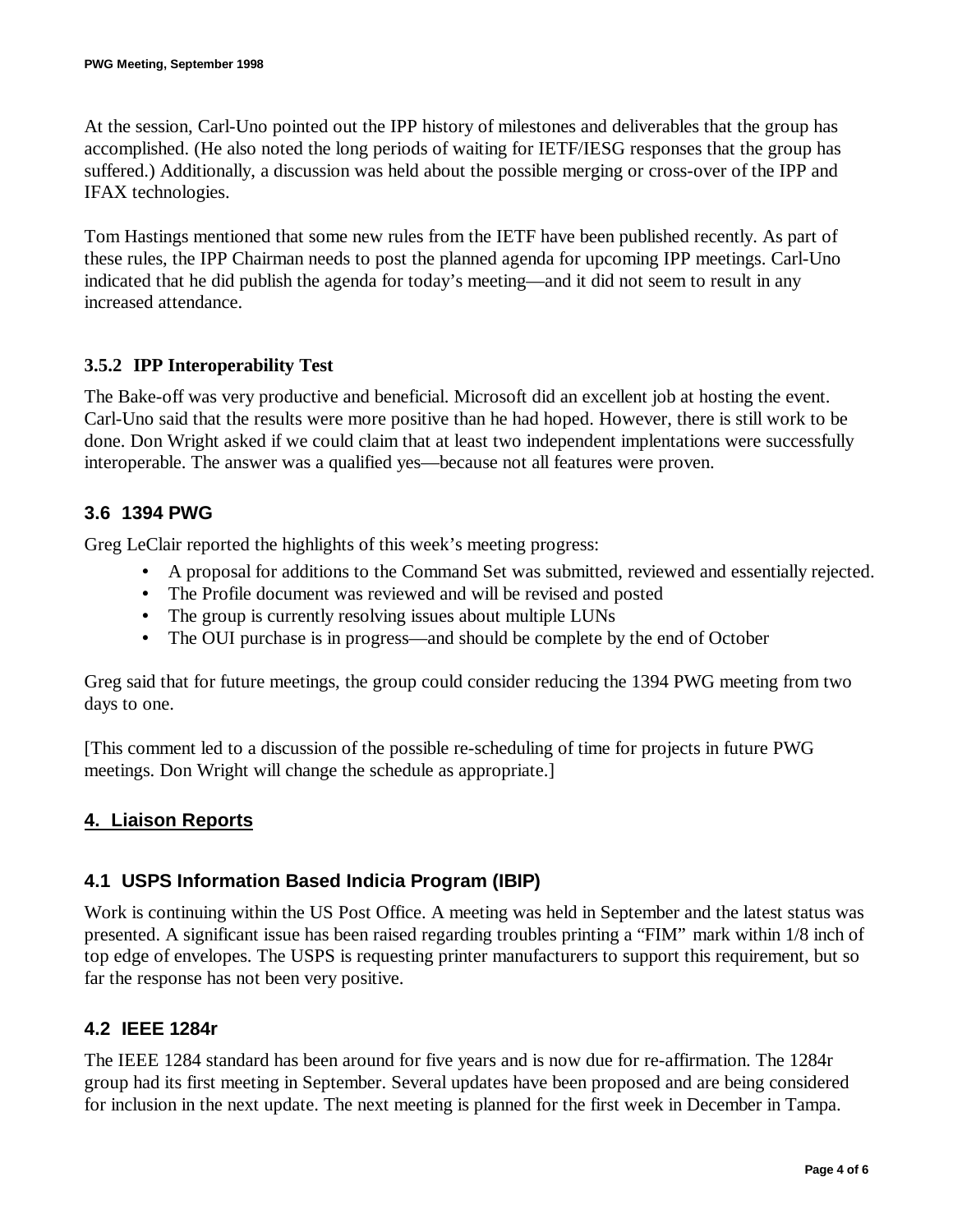At the session, Carl-Uno pointed out the IPP history of milestones and deliverables that the group has accomplished. (He also noted the long periods of waiting for IETF/IESG responses that the group has suffered.) Additionally, a discussion was held about the possible merging or cross-over of the IPP and IFAX technologies.

Tom Hastings mentioned that some new rules from the IETF have been published recently. As part of these rules, the IPP Chairman needs to post the planned agenda for upcoming IPP meetings. Carl-Uno indicated that he did publish the agenda for today's meeting—and it did not seem to result in any increased attendance.

#### 3.5.2 IPP Interoperability Test

The Bake-off was very productive and beneficial. Microsoft did an excellent job at hosting the event. Carl-Uno said that the results were more positive than he had hoped. However, there is still work to be done. Don Wright asked if we could claim that at least two independent implentations were successfully interoperable. The answer was a qualified yes—because not all features were proven.

### 3.6 1394 PWG

Greg LeClair reported the highlights of this week's meeting progress:

- A proposal for additions to the Command Set was submitted, reviewed and essentially rejected.
- The Profile document was reviewed and will be revised and posted
- The group is currently resolving issues about multiple LUNs
- The OUI purchase is in progress—and should be complete by the end of October

Greg said that for future meetings, the group could consider reducing the 1394 PWG meeting from two days to one.

[This comment led to a discussion of the possible re-scheduling of time for projects in future PWG meetings. Don Wright will change the schedule as appropriate.]

## 4. Liaison Reports

### 4.1 USPS Information Based Indicia Program (IBIP)

Work is continuing within the US Post Office. A meeting was held in September and the latest status was presented. A significant issue has been raised regarding troubles printing a "FIM" mark within 1/8 inch of top edge of envelopes. The USPS is requesting printer manufacturers to support this requirement, but so far the response has not been very positive.

### 4.2 IEEE 1284r

The IEEE 1284 standard has been around for five years and is now due for re-affirmation. The 1284r group had its first meeting in September. Several updates have been proposed and are being considered for inclusion in the next update. The next meeting is planned for the first week in December in Tampa.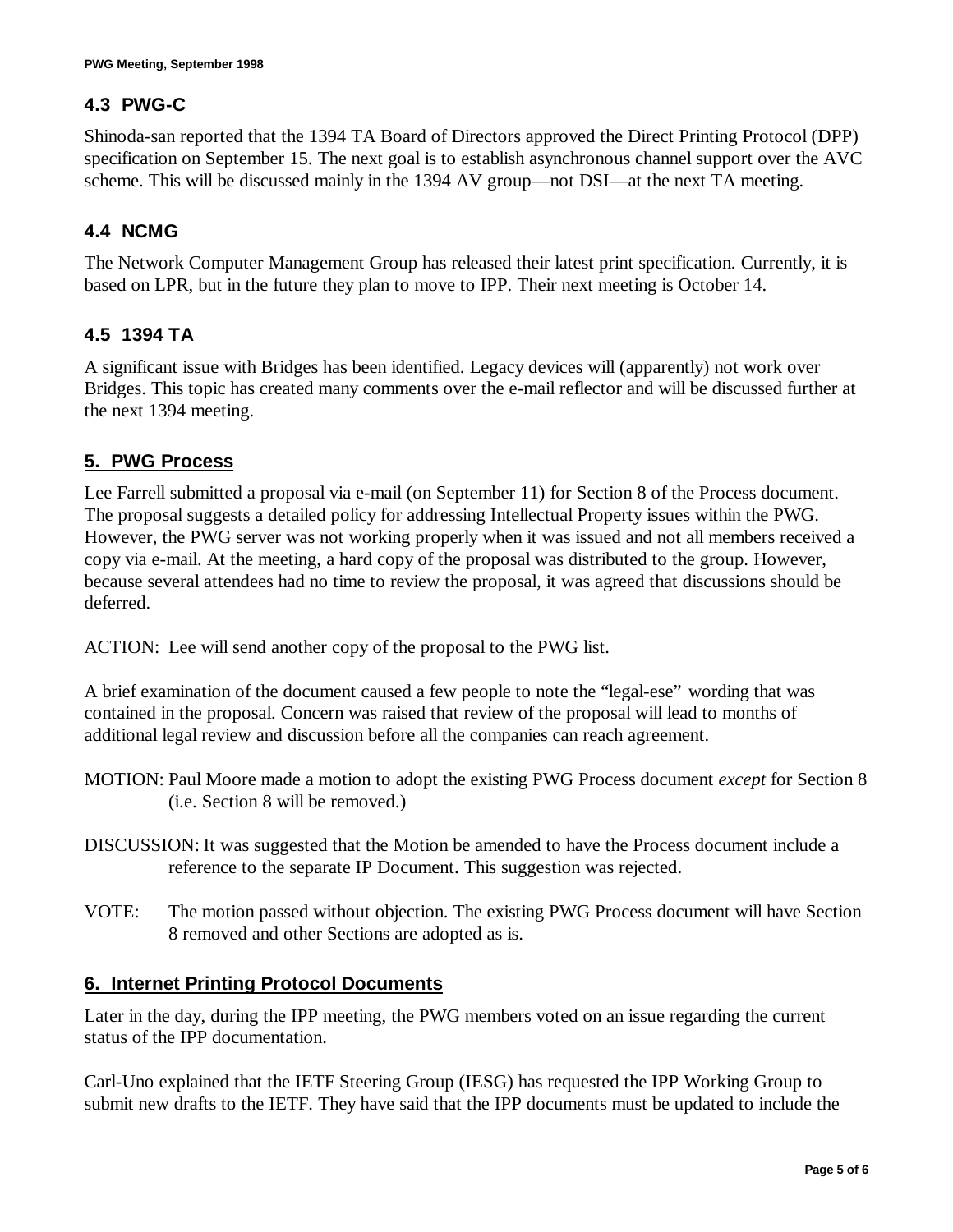### 4.3 PWG-C

Shinoda-san reported that the 1394 TA Board of Directors approved the Direct Printing Protocol (DPP) specification on September 15. The next goal is to establish asynchronous channel support over the AVC scheme. This will be discussed mainly in the 1394 AV group—not DSI—at the next TA meeting.

### 4.4 NCMG

The Network Computer Management Group has released their latest print specification. Currently, it is based on LPR, but in the future they plan to move to IPP. Their next meeting is October 14.

### 4.5 1394 TA

A significant issue with Bridges has been identified. Legacy devices will (apparently) not work over Bridges. This topic has created many comments over the e-mail reflector and will be discussed further at the next 1394 meeting.

## 5. PWG Process

Lee Farrell submitted a proposal via e-mail (on September 11) for Section 8 of the Process document. The proposal suggests a detailed policy for addressing Intellectual Property issues within the PWG. However, the PWG server was not working properly when it was issued and not all members received a copy via e-mail. At the meeting, a hard copy of the proposal was distributed to the group. However, because several attendees had no time to review the proposal, it was agreed that discussions should be deferred.

ACTION: Lee will send another copy of the proposal to the PWG list.

A brief examination of the document caused a few people to note the "legal-ese" wording that was contained in the proposal. Concern was raised that review of the proposal will lead to months of additional legal review and discussion before all the companies can reach agreement.

MOTION: Paul Moore made a motion to adopt the existing PWG Process document *except* for Section 8 (i.e. Section 8 will be removed.)

DISCUSSION: It was suggested that the Motion be amended to have the Process document include a reference to the separate IP Document. This suggestion was rejected.

VOTE: The motion passed without objection. The existing PWG Process document will have Section 8 removed and other Sections are adopted as is.

## 6. Internet Printing Protocol Documents

Later in the day, during the IPP meeting, the PWG members voted on an issue regarding the current status of the IPP documentation.

Carl-Uno explained that the IETF Steering Group (IESG) has requested the IPP Working Group to submit new drafts to the IETF. They have said that the IPP documents must be updated to include the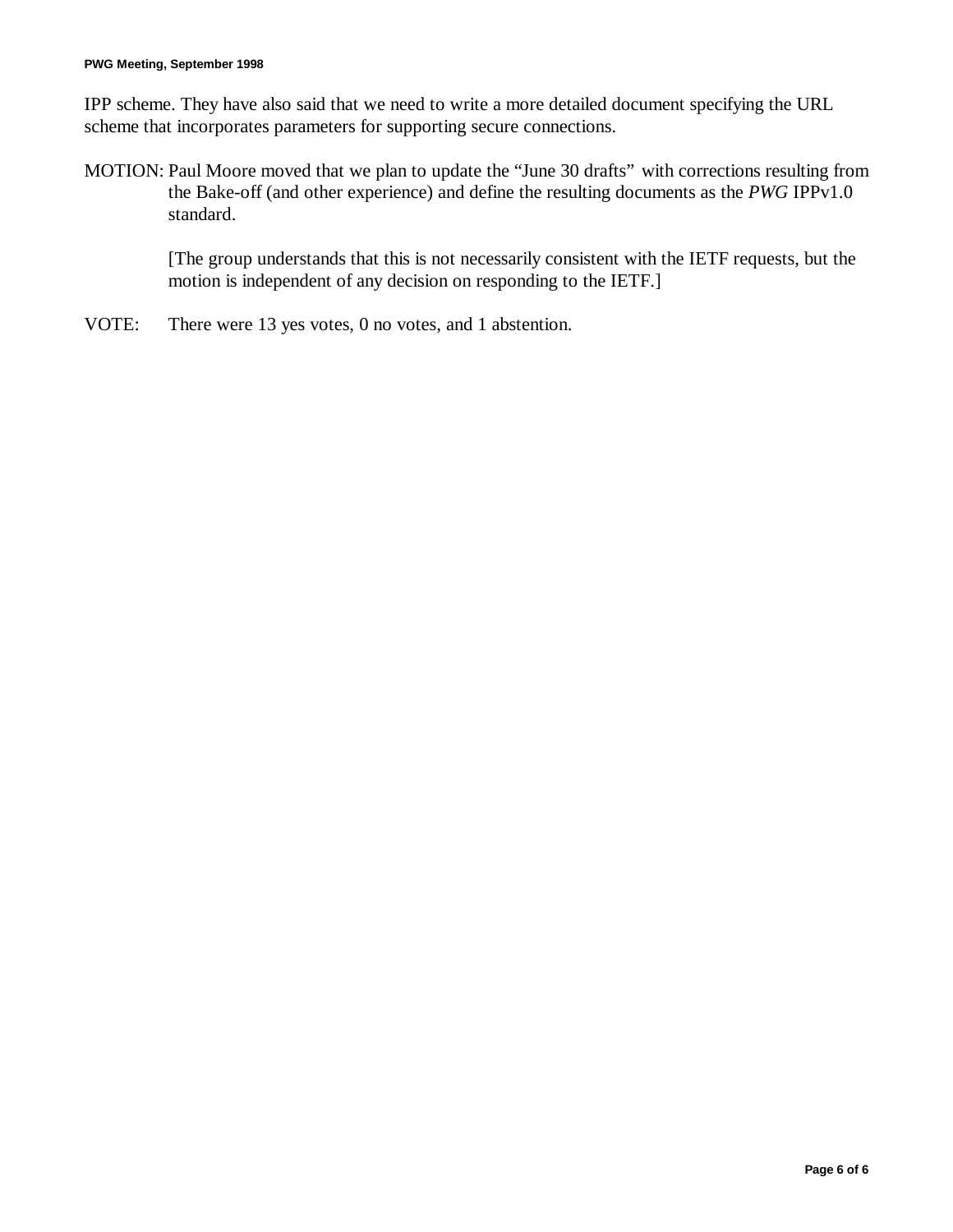IPP scheme. They have also said that we need to write a more detailed document specifying the URL scheme that incorporates parameters for supporting secure connections.

MOTION: Paul Moore moved that we plan to update the "June 30 drafts" with corrections resulting from the Bake-off (and other experience) and define the resulting documents as the *PWG* IPPv1.0 standard.

[The group understands that this is not necessarily consistent with the IETF requests, but the motion is independent of any decision on responding to the IETF.]

VOTE: There were 13 yes votes, 0 no votes, and 1 abstention.